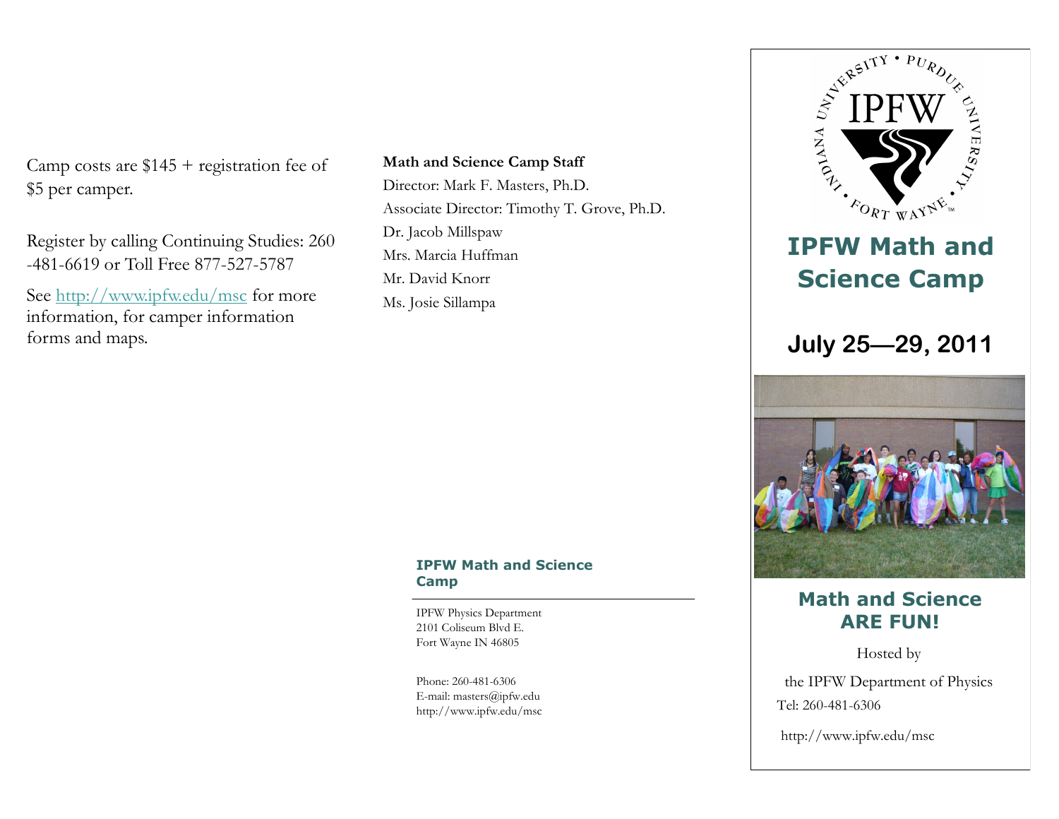Camp costs are $145 + registration fee of $5 per camper.

Register by calling Continuing Studies: 260-481-6619 or Toll Free 877-527-5787

See http://www.ipfw.edu/msc for more information, for camper information forms and maps.

**Math and Science Camp Staff**

Director: Mark F. Masters, Ph.D.

Associate Director: Timothy T. Grove, Ph.D.

Dr. Jacob Millspaw

Mrs. Marcia Huffman

Mr. David Knorr

Ms. Josie Sillampa

**IPFW Math and Science Camp**

IPFW Physics Department
2101 Coliseum Blvd E.
Fort Wayne IN 46805

Phone: 260-481-6306
E-mail: masters@ipfw.edu
http://www.ipfw.edu/msc

INDIANA UNIVERSITY • PURDUE UNIVERSITY • FORT WAYNE

IPFW

# IPFW Math and Science Camp

## July 25—29, 2011

## Math and Science ARE FUN!

Hosted by

the IPFW Department of Physics

Tel: 260-481-6306

http://www.ipfw.edu/msc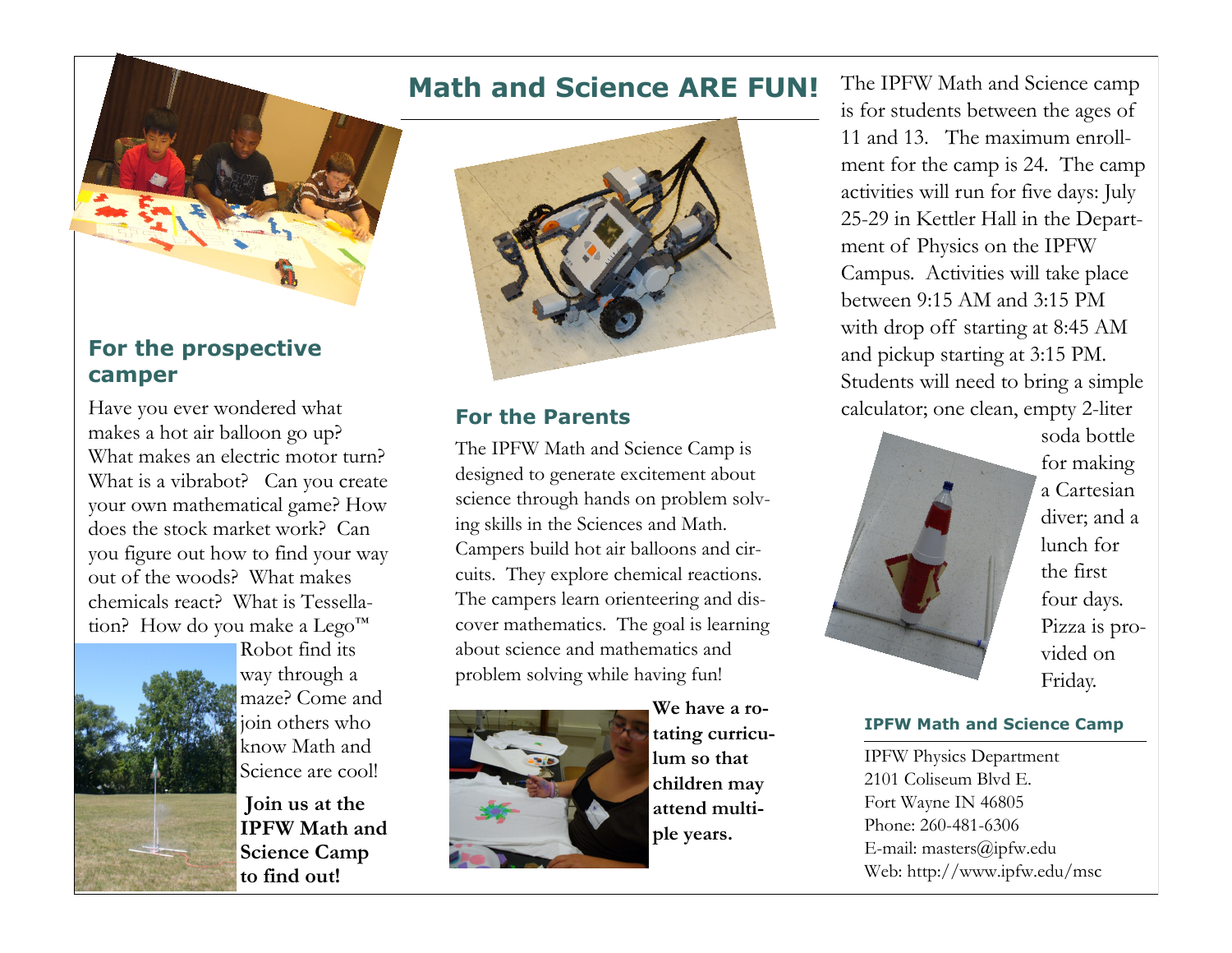# Math and Science ARE FUN!

## For the prospective camper

Have you ever wondered what makes a hot air balloon go up? What makes an electric motor turn? What is a vibrabot? Can you create your own mathematical game? How does the stock market work? Can you figure out how to find your way out of the woods? What makes chemicals react? What is Tessellation? How do you make a Lego™ Robot find its way through a maze? Come and join others who know Math and Science are cool!

**Join us at the IPFW Math and Science Camp to find out!**

## For the Parents

The IPFW Math and Science Camp is designed to generate excitement about science through hands on problem solving skills in the Sciences and Math. Campers build hot air balloons and circuits. They explore chemical reactions. The campers learn orienteering and discover mathematics. The goal is learning about science and mathematics and problem solving while having fun!

**We have a rotating curriculum so that children may attend multiple years.**

The IPFW Math and Science camp is for students between the ages of 11 and 13. The maximum enrollment for the camp is 24. The camp activities will run for five days: July 25-29 in Kettler Hall in the Department of Physics on the IPFW Campus. Activities will take place between 9:15 AM and 3:15 PM with drop off starting at 8:45 AM and pickup starting at 3:15 PM. Students will need to bring a simple calculator; one clean, empty 2-liter soda bottle for making a Cartesian diver; and a lunch for the first four days. Pizza is provided on Friday.

### IPFW Math and Science Camp

IPFW Physics Department
2101 Coliseum Blvd E.
Fort Wayne IN 46805
Phone: 260-481-6306
E-mail: masters@ipfw.edu
Web: http://www.ipfw.edu/msc